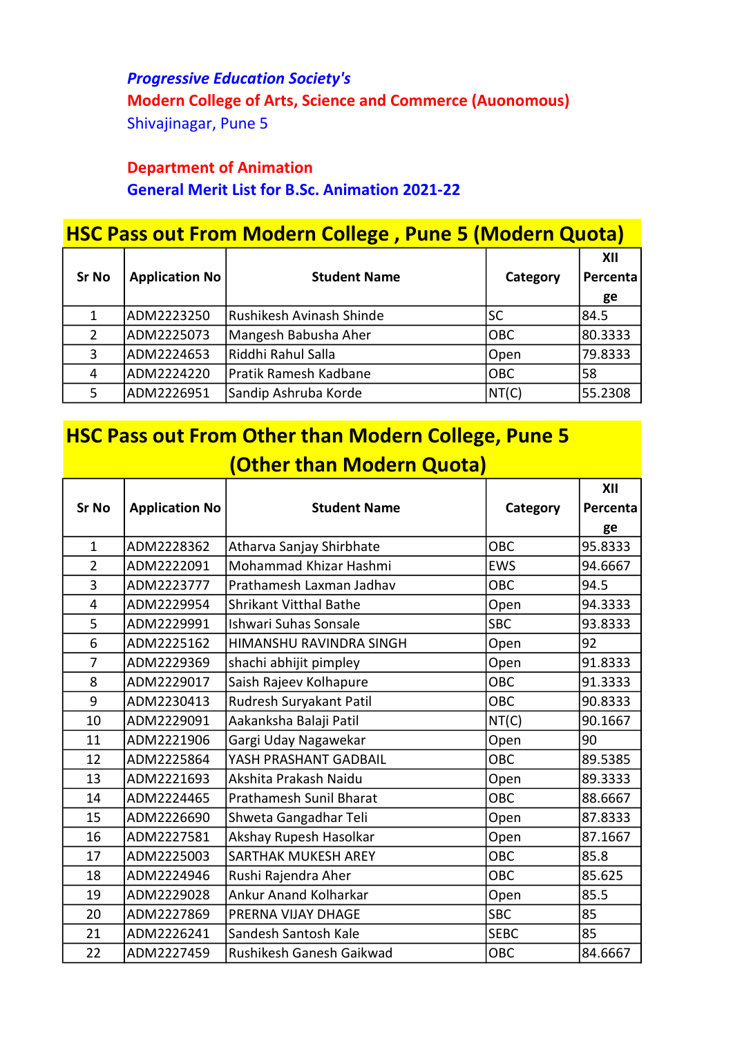***Progressive Education Society's***

**Modern College of Arts, Science and Commerce (Auonomous)**

Shivajinagar, Pune 5

**Department of Animation**

**General Merit List for B.Sc. Animation 2021-22**

## HSC Pass out From Modern College , Pune 5 (Modern Quota)

| Sr No | Application No | Student Name | Category | XII Percentage |
|---|---|---|---|---|
| 1 | ADM2223250 | Rushikesh Avinash Shinde | SC | 84.5 |
| 2 | ADM2225073 | Mangesh Babusha Aher | OBC | 80.3333 |
| 3 | ADM2224653 | Riddhi Rahul Salla | Open | 79.8333 |
| 4 | ADM2224220 | Pratik Ramesh Kadbane | OBC | 58 |
| 5 | ADM2226951 | Sandip Ashruba Korde | NT(C) | 55.2308 |

## HSC Pass out From Other than Modern College, Pune 5 (Other than Modern Quota)

| Sr No | Application No | Student Name | Category | XII Percentage |
|---|---|---|---|---|
| 1 | ADM2228362 | Atharva Sanjay Shirbhate | OBC | 95.8333 |
| 2 | ADM2222091 | Mohammad Khizar Hashmi | EWS | 94.6667 |
| 3 | ADM2223777 | Prathamesh Laxman Jadhav | OBC | 94.5 |
| 4 | ADM2229954 | Shrikant Vitthal Bathe | Open | 94.3333 |
| 5 | ADM2229991 | Ishwari Suhas Sonsale | SBC | 93.8333 |
| 6 | ADM2225162 | HIMANSHU RAVINDRA SINGH | Open | 92 |
| 7 | ADM2229369 | shachi abhijit pimpley | Open | 91.8333 |
| 8 | ADM2229017 | Saish Rajeev Kolhapure | OBC | 91.3333 |
| 9 | ADM2230413 | Rudresh Suryakant Patil | OBC | 90.8333 |
| 10 | ADM2229091 | Aakanksha Balaji Patil | NT(C) | 90.1667 |
| 11 | ADM2221906 | Gargi Uday Nagawekar | Open | 90 |
| 12 | ADM2225864 | YASH PRASHANT GADBAIL | OBC | 89.5385 |
| 13 | ADM2221693 | Akshita Prakash Naidu | Open | 89.3333 |
| 14 | ADM2224465 | Prathamesh Sunil Bharat | OBC | 88.6667 |
| 15 | ADM2226690 | Shweta Gangadhar Teli | Open | 87.8333 |
| 16 | ADM2227581 | Akshay Rupesh Hasolkar | Open | 87.1667 |
| 17 | ADM2225003 | SARTHAK MUKESH AREY | OBC | 85.8 |
| 18 | ADM2224946 | Rushi Rajendra Aher | OBC | 85.625 |
| 19 | ADM2229028 | Ankur Anand Kolharkar | Open | 85.5 |
| 20 | ADM2227869 | PRERNA VIJAY DHAGE | SBC | 85 |
| 21 | ADM2226241 | Sandesh Santosh Kale | SEBC | 85 |
| 22 | ADM2227459 | Rushikesh Ganesh Gaikwad | OBC | 84.6667 |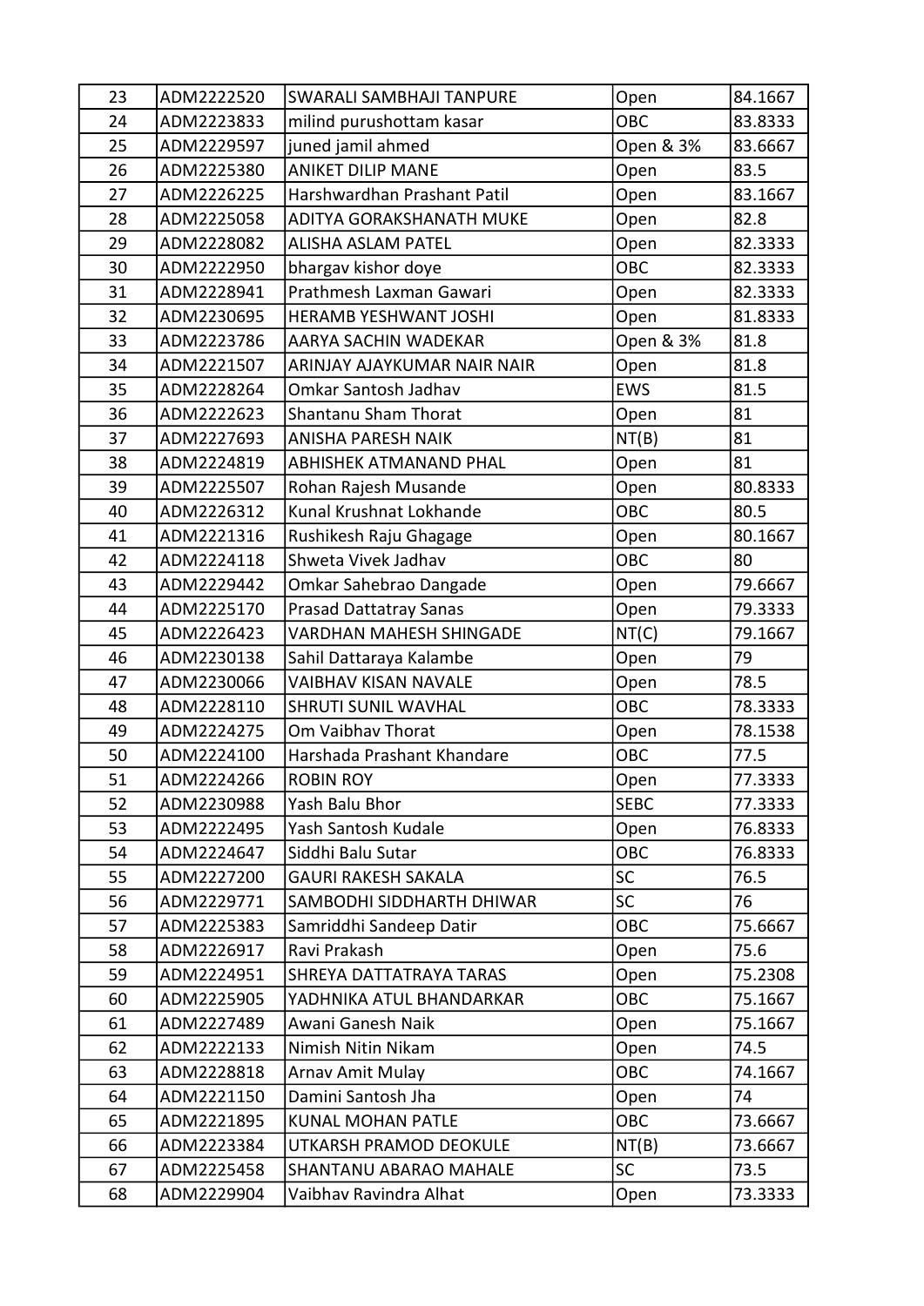| 23 | ADM2222520 | SWARALI SAMBHAJI TANPURE | Open | 84.1667 |
|---|---|---|---|---|
| 24 | ADM2223833 | milind purushottam kasar | OBC | 83.8333 |
| 25 | ADM2229597 | juned jamil ahmed | Open & 3% | 83.6667 |
| 26 | ADM2225380 | ANIKET DILIP MANE | Open | 83.5 |
| 27 | ADM2226225 | Harshwardhan Prashant Patil | Open | 83.1667 |
| 28 | ADM2225058 | ADITYA GORAKSHANATH MUKE | Open | 82.8 |
| 29 | ADM2228082 | ALISHA ASLAM PATEL | Open | 82.3333 |
| 30 | ADM2222950 | bhargav kishor doye | OBC | 82.3333 |
| 31 | ADM2228941 | Prathmesh Laxman Gawari | Open | 82.3333 |
| 32 | ADM2230695 | HERAMB YESHWANT JOSHI | Open | 81.8333 |
| 33 | ADM2223786 | AARYA SACHIN WADEKAR | Open & 3% | 81.8 |
| 34 | ADM2221507 | ARINJAY AJAYKUMAR NAIR NAIR | Open | 81.8 |
| 35 | ADM2228264 | Omkar Santosh Jadhav | EWS | 81.5 |
| 36 | ADM2222623 | Shantanu Sham Thorat | Open | 81 |
| 37 | ADM2227693 | ANISHA PARESH NAIK | NT(B) | 81 |
| 38 | ADM2224819 | ABHISHEK ATMANAND PHAL | Open | 81 |
| 39 | ADM2225507 | Rohan Rajesh Musande | Open | 80.8333 |
| 40 | ADM2226312 | Kunal Krushnat Lokhande | OBC | 80.5 |
| 41 | ADM2221316 | Rushikesh Raju Ghagage | Open | 80.1667 |
| 42 | ADM2224118 | Shweta Vivek Jadhav | OBC | 80 |
| 43 | ADM2229442 | Omkar Sahebrao Dangade | Open | 79.6667 |
| 44 | ADM2225170 | Prasad Dattatray Sanas | Open | 79.3333 |
| 45 | ADM2226423 | VARDHAN MAHESH SHINGADE | NT(C) | 79.1667 |
| 46 | ADM2230138 | Sahil Dattaraya Kalambe | Open | 79 |
| 47 | ADM2230066 | VAIBHAV KISAN NAVALE | Open | 78.5 |
| 48 | ADM2228110 | SHRUTI SUNIL WAVHAL | OBC | 78.3333 |
| 49 | ADM2224275 | Om Vaibhav Thorat | Open | 78.1538 |
| 50 | ADM2224100 | Harshada Prashant Khandare | OBC | 77.5 |
| 51 | ADM2224266 | ROBIN ROY | Open | 77.3333 |
| 52 | ADM2230988 | Yash Balu Bhor | SEBC | 77.3333 |
| 53 | ADM2222495 | Yash Santosh Kudale | Open | 76.8333 |
| 54 | ADM2224647 | Siddhi Balu Sutar | OBC | 76.8333 |
| 55 | ADM2227200 | GAURI RAKESH SAKALA | SC | 76.5 |
| 56 | ADM2229771 | SAMBODHI SIDDHARTH DHIWAR | SC | 76 |
| 57 | ADM2225383 | Samriddhi Sandeep Datir | OBC | 75.6667 |
| 58 | ADM2226917 | Ravi Prakash | Open | 75.6 |
| 59 | ADM2224951 | SHREYA DATTATRAYA TARAS | Open | 75.2308 |
| 60 | ADM2225905 | YADHNIKA ATUL BHANDARKAR | OBC | 75.1667 |
| 61 | ADM2227489 | Awani Ganesh Naik | Open | 75.1667 |
| 62 | ADM2222133 | Nimish Nitin Nikam | Open | 74.5 |
| 63 | ADM2228818 | Arnav Amit Mulay | OBC | 74.1667 |
| 64 | ADM2221150 | Damini Santosh Jha | Open | 74 |
| 65 | ADM2221895 | KUNAL MOHAN PATLE | OBC | 73.6667 |
| 66 | ADM2223384 | UTKARSH PRAMOD DEOKULE | NT(B) | 73.6667 |
| 67 | ADM2225458 | SHANTANU ABARAO MAHALE | SC | 73.5 |
| 68 | ADM2229904 | Vaibhav Ravindra Alhat | Open | 73.3333 |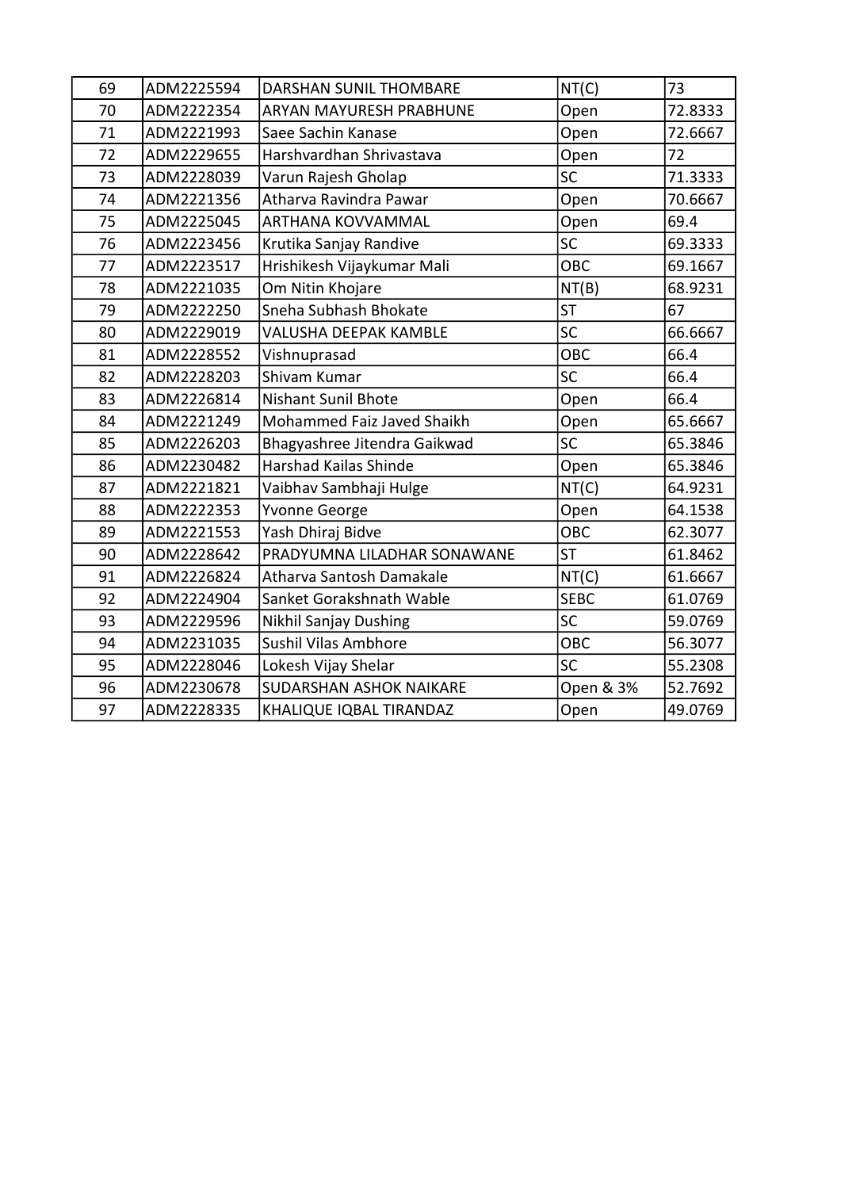| | | | | |
|---|---|---|---|---|
| 69 | ADM2225594 | DARSHAN SUNIL THOMBARE | NT(C) | 73 |
| 70 | ADM2222354 | ARYAN MAYURESH PRABHUNE | Open | 72.8333 |
| 71 | ADM2221993 | Saee Sachin Kanase | Open | 72.6667 |
| 72 | ADM2229655 | Harshvardhan Shrivastava | Open | 72 |
| 73 | ADM2228039 | Varun Rajesh Gholap | SC | 71.3333 |
| 74 | ADM2221356 | Atharva Ravindra Pawar | Open | 70.6667 |
| 75 | ADM2225045 | ARTHANA KOVVAMMAL | Open | 69.4 |
| 76 | ADM2223456 | Krutika Sanjay Randive | SC | 69.3333 |
| 77 | ADM2223517 | Hrishikesh Vijaykumar Mali | OBC | 69.1667 |
| 78 | ADM2221035 | Om Nitin Khojare | NT(B) | 68.9231 |
| 79 | ADM2222250 | Sneha Subhash Bhokate | ST | 67 |
| 80 | ADM2229019 | VALUSHA DEEPAK KAMBLE | SC | 66.6667 |
| 81 | ADM2228552 | Vishnuprasad | OBC | 66.4 |
| 82 | ADM2228203 | Shivam Kumar | SC | 66.4 |
| 83 | ADM2226814 | Nishant Sunil Bhote | Open | 66.4 |
| 84 | ADM2221249 | Mohammed Faiz Javed Shaikh | Open | 65.6667 |
| 85 | ADM2226203 | Bhagyashree Jitendra Gaikwad | SC | 65.3846 |
| 86 | ADM2230482 | Harshad Kailas Shinde | Open | 65.3846 |
| 87 | ADM2221821 | Vaibhav Sambhaji Hulge | NT(C) | 64.9231 |
| 88 | ADM2222353 | Yvonne George | Open | 64.1538 |
| 89 | ADM2221553 | Yash Dhiraj Bidve | OBC | 62.3077 |
| 90 | ADM2228642 | PRADYUMNA LILADHAR SONAWANE | ST | 61.8462 |
| 91 | ADM2226824 | Atharva Santosh Damakale | NT(C) | 61.6667 |
| 92 | ADM2224904 | Sanket Gorakshnath Wable | SEBC | 61.0769 |
| 93 | ADM2229596 | Nikhil Sanjay Dushing | SC | 59.0769 |
| 94 | ADM2231035 | Sushil Vilas Ambhore | OBC | 56.3077 |
| 95 | ADM2228046 | Lokesh Vijay Shelar | SC | 55.2308 |
| 96 | ADM2230678 | SUDARSHAN ASHOK NAIKARE | Open & 3% | 52.7692 |
| 97 | ADM2228335 | KHALIQUE IQBAL TIRANDAZ | Open | 49.0769 |